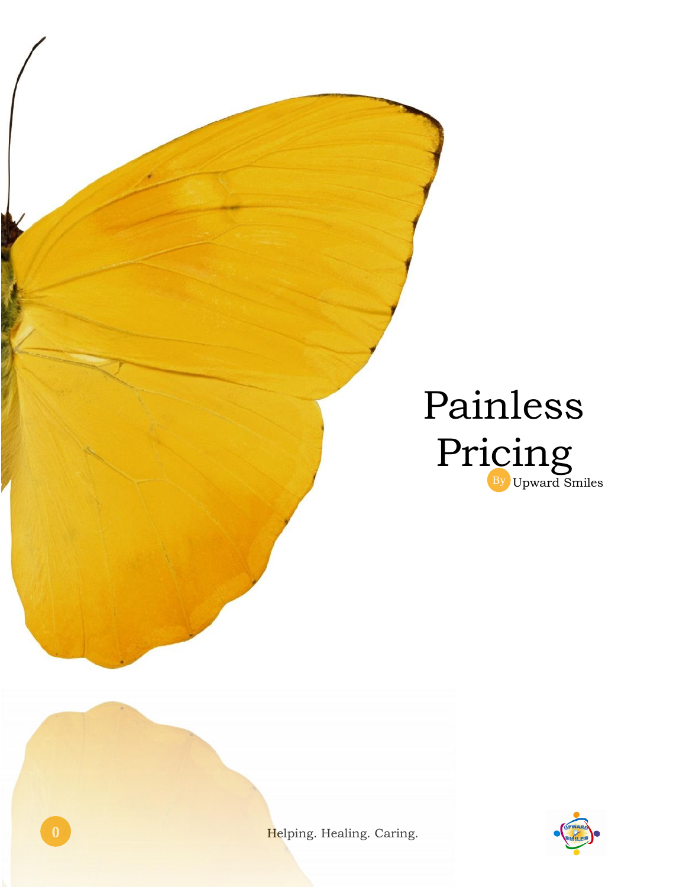# Painless Pricing

By Upward Smiles

Helping. Healing. Caring.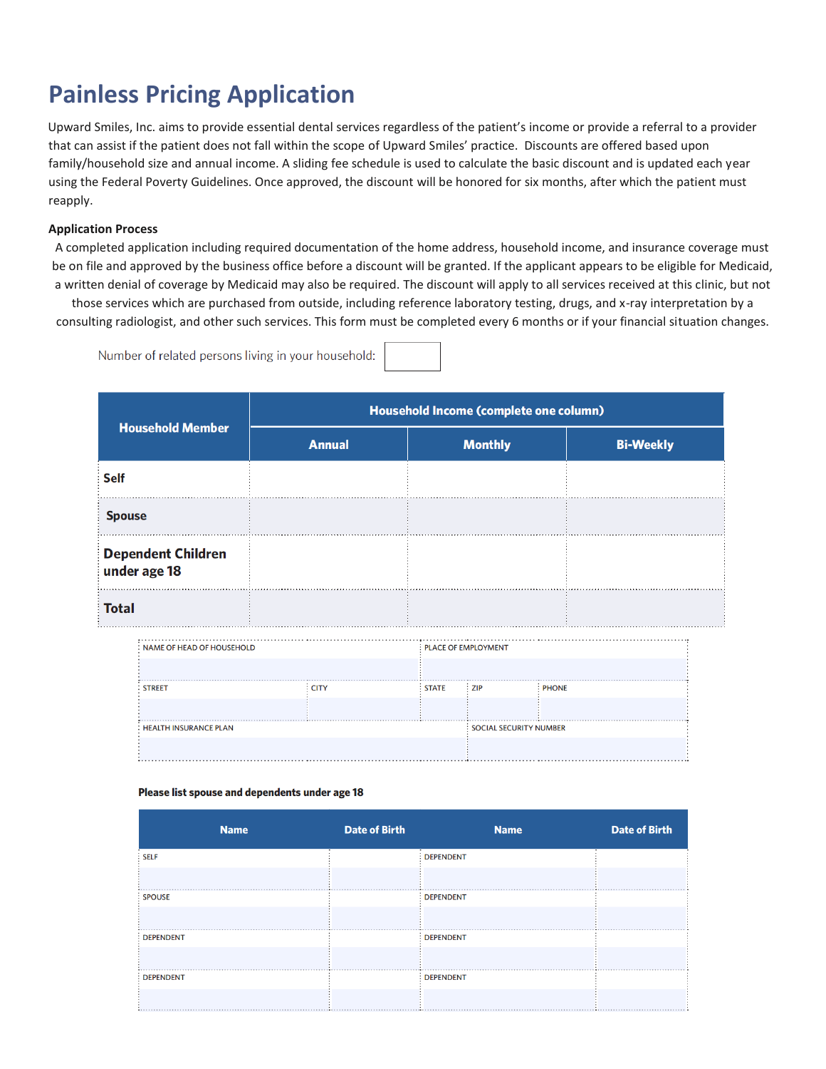# Painless Pricing Application

Upward Smiles, Inc. aims to provide essential dental services regardless of the patient's income or provide a referral to a provider that can assist if the patient does not fall within the scope of Upward Smiles' practice. Discounts are offered based upon family/household size and annual income. A sliding fee schedule is used to calculate the basic discount and is updated each year using the Federal Poverty Guidelines. Once approved, the discount will be honored for six months, after which the patient must reapply.

**Application Process**

A completed application including required documentation of the home address, household income, and insurance coverage must be on file and approved by the business office before a discount will be granted. If the applicant appears to be eligible for Medicaid, a written denial of coverage by Medicaid may also be required. The discount will apply to all services received at this clinic, but not those services which are purchased from outside, including reference laboratory testing, drugs, and x-ray interpretation by a consulting radiologist, and other such services. This form must be completed every 6 months or if your financial situation changes.

Number of related persons living in your household: ______

| Household Member | Household Income (complete one column) | | |
|---|---|---|---|
| | Annual | Monthly | Bi-Weekly |
| Self | | | |
| Spouse | | | |
| Dependent Children under age 18 | | | |
| Total | | | |

| NAME OF HEAD OF HOUSEHOLD | | | PLACE OF EMPLOYMENT | |
|---|---|---|---|---|
| | | | | |
| STREET | CITY | STATE | ZIP | PHONE |
| | | | | |
| HEALTH INSURANCE PLAN | | | SOCIAL SECURITY NUMBER | |
| | | | | |

**Please list spouse and dependents under age 18**

| Name | Date of Birth | Name | Date of Birth |
|---|---|---|---|
| SELF | | DEPENDENT | |
| SPOUSE | | DEPENDENT | |
| DEPENDENT | | DEPENDENT | |
| DEPENDENT | | DEPENDENT | |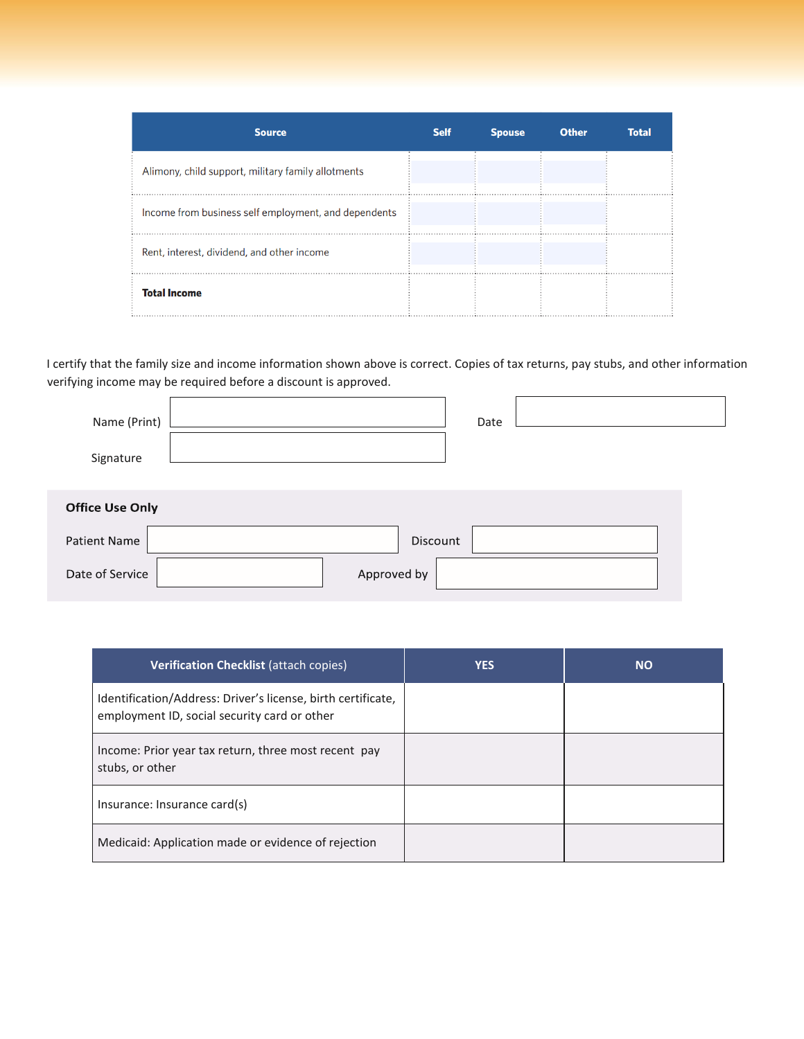| Source | Self | Spouse | Other | Total |
|---|---|---|---|---|
| Alimony, child support, military family allotments | | | | |
| Income from business self employment, and dependents | | | | |
| Rent, interest, dividend, and other income | | | | |
| **Total Income** | | | | |

I certify that the family size and income information shown above is correct. Copies of tax returns, pay stubs, and other information verifying income may be required before a discount is approved.

Name (Print) ______________________ Date ______________________

Signature ______________________

**Office Use Only**

Patient Name ______________________ Discount ______________________

Date of Service ______________________ Approved by ______________________

| **Verification Checklist** (attach copies) | YES | NO |
|---|---|---|
| Identification/Address: Driver's license, birth certificate, employment ID, social security card or other | | |
| Income: Prior year tax return, three most recent pay stubs, or other | | |
| Insurance: Insurance card(s) | | |
| Medicaid: Application made or evidence of rejection | | |